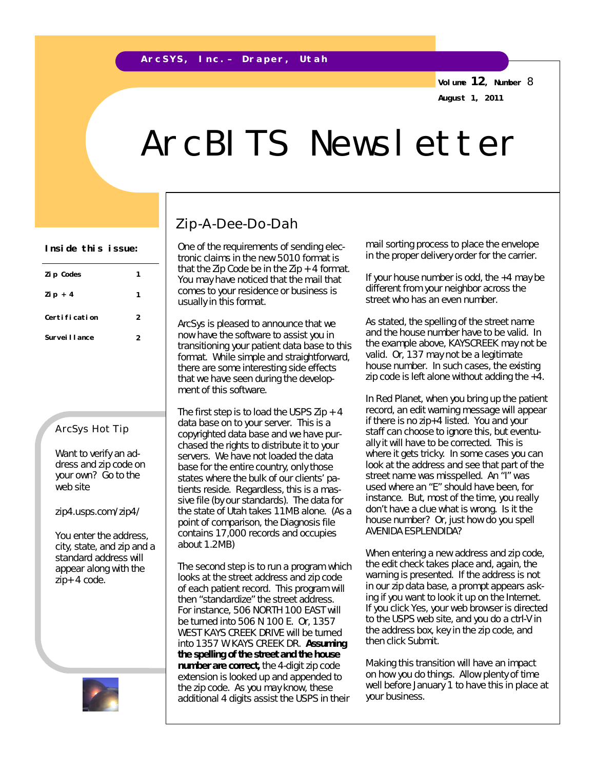ArcSYS, Inc.– Draper, Utah

Volume 12, Number 8
August 1, 2011

# ArcBITS Newsletter

**Inside this issue:**

| | |
|---|---|
| Zip Codes | 1 |
| Zip + 4 | 1 |
| Certification | 2 |
| Surveillance | 2 |

### ArcSys Hot Tip

Want to verify an address and zip code on your own? Go to the web site

zip4.usps.com/zip4/

You enter the address, city, state, and zip and a standard address will appear along with the zip+4 code.

## Zip-A-Dee-Do-Dah

One of the requirements of sending electronic claims in the new 5010 format is that the Zip Code be in the Zip + 4 format. You may have noticed that the mail that comes to your residence or business is usually in this format.

ArcSys is pleased to announce that we now have the software to assist you in transitioning your patient data base to this format. While simple and straightforward, there are some interesting side effects that we have seen during the development of this software.

The first step is to load the USPS Zip + 4 data base on to your server. This is a copyrighted data base and we have purchased the rights to distribute it to your servers. We have not loaded the data base for the entire country, only those states where the bulk of our clients' patients reside. Regardless, this is a massive file (by our standards). The data for the state of Utah takes 11MB alone. (As a point of comparison, the Diagnosis file contains 17,000 records and occupies about 1.2MB)

The second step is to run a program which looks at the street address and zip code of each patient record. This program will then "standardize" the street address. For instance, 506 NORTH 100 EAST will be turned into 506 N 100 E. Or, 1357 WEST KAYS CREEK DRIVE will be turned into 1357 W KAYS CREEK DR. **Assuming the spelling of the street and the house number are correct,** the 4-digit zip code extension is looked up and appended to the zip code. As you may know, these additional 4 digits assist the USPS in their mail sorting process to place the envelope in the proper delivery order for the carrier.

If your house number is odd, the +4 may be different from your neighbor across the street who has an even number.

As stated, the spelling of the street name and the house number have to be valid. In the example above, KAYSCREEK may not be valid. Or, 137 may not be a legitimate house number. In such cases, the existing zip code is left alone without adding the +4.

In Red Planet, when you bring up the patient record, an edit warning message will appear if there is no zip+4 listed. You and your staff can choose to ignore this, but eventually it will have to be corrected. This is where it gets tricky. In some cases you can look at the address and see that part of the street name was misspelled. An "I" was used where an "E" should have been, for instance. But, most of the time, you really don't have a clue what is wrong. Is it the house number? Or, just how do you spell AVENIDA ESPLENDIDA?

When entering a new address and zip code, the edit check takes place and, again, the warning is presented. If the address is not in our zip data base, a prompt appears asking if you want to look it up on the Internet. If you click Yes, your web browser is directed to the USPS web site, and you do a ctrl-V in the address box, key in the zip code, and then click Submit.

Making this transition will have an impact on how you do things. Allow plenty of time well before January 1 to have this in place at your business.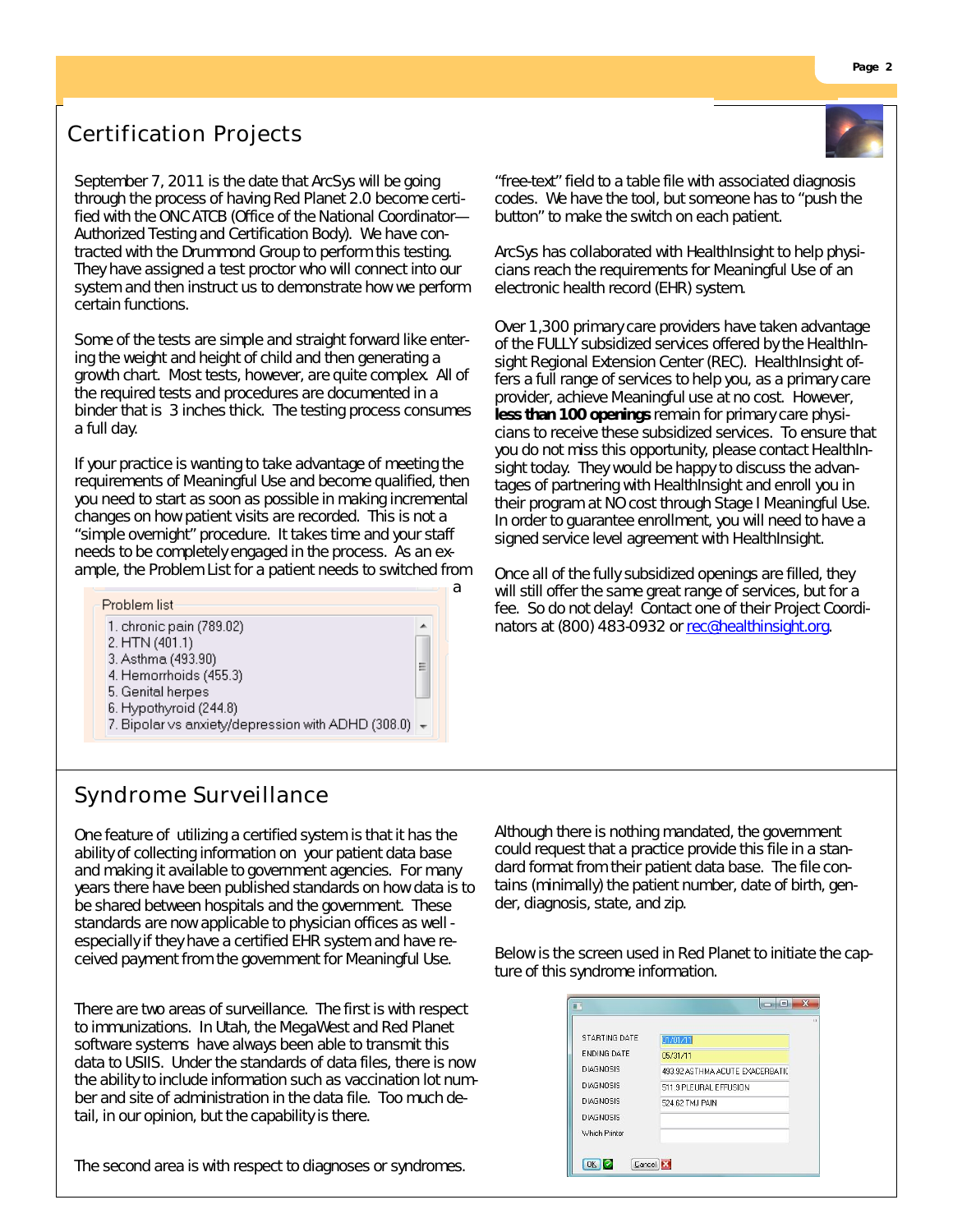## Certification Projects

September 7, 2011 is the date that ArcSys will be going through the process of having Red Planet 2.0 become certified with the ONC ATCB (Office of the National Coordinator—Authorized Testing and Certification Body). We have contracted with the Drummond Group to perform this testing. They have assigned a test proctor who will connect into our system and then instruct us to demonstrate how we perform certain functions.

Some of the tests are simple and straight forward like entering the weight and height of child and then generating a growth chart. Most tests, however, are quite complex. All of the required tests and procedures are documented in a binder that is 3 inches thick. The testing process consumes a full day.

If your practice is wanting to take advantage of meeting the requirements of Meaningful Use and become qualified, then you need to start as soon as possible in making incremental changes on how patient visits are recorded. This is not a "simple overnight" procedure. It takes time and your staff needs to be completely engaged in the process. As an example, the Problem List for a patient needs to switched from a "free-text" field to a table file with associated diagnosis codes. We have the tool, but someone has to "push the button" to make the switch on each patient.

Problem list
1. chronic pain (789.02)
2. HTN (401.1)
3. Asthma (493.90)
4. Hemorrhoids (455.3)
5. Genital herpes
6. Hypothyroid (244.8)
7. Bipolar vs anxiety/depression with ADHD (308.0)

ArcSys has collaborated with HealthInsight to help physicians reach the requirements for Meaningful Use of an electronic health record (EHR) system.

Over 1,300 primary care providers have taken advantage of the FULLY subsidized services offered by the HealthInsight Regional Extension Center (REC). HealthInsight offers a full range of services to help you, as a primary care provider, achieve Meaningful use at no cost. However, **less than 100 openings** remain for primary care physicians to receive these subsidized services. To ensure that you do not miss this opportunity, please contact HealthInsight today. They would be happy to discuss the advantages of partnering with HealthInsight and enroll you in their program at NO cost through Stage I Meaningful Use. In order to guarantee enrollment, you will need to have a signed service level agreement with HealthInsight.

Once all of the fully subsidized openings are filled, they will still offer the same great range of services, but for a fee. So do not delay! Contact one of their Project Coordinators at (800) 483-0932 or rec@healthinsight.org.

## Syndrome Surveillance

One feature of utilizing a certified system is that it has the ability of collecting information on your patient data base and making it available to government agencies. For many years there have been published standards on how data is to be shared between hospitals and the government. These standards are now applicable to physician offices as well - especially if they have a certified EHR system and have received payment from the government for Meaningful Use.

There are two areas of surveillance. The first is with respect to immunizations. In Utah, the MegaWest and Red Planet software systems have always been able to transmit this data to USIIS. Under the standards of data files, there is now the ability to include information such as vaccination lot number and site of administration in the data file. Too much detail, in our opinion, but the capability is there.

The second area is with respect to diagnoses or syndromes.

Although there is nothing mandated, the government could request that a practice provide this file in a standard format from their patient data base. The file contains (minimally) the patient number, date of birth, gender, diagnosis, state, and zip.

Below is the screen used in Red Planet to initiate the capture of this syndrome information.

| | |
|---|---|
| STARTING DATE | 01/01/11 |
| ENDING DATE | 05/31/11 |
| DIAGNOSIS | 493.92 ASTHMA ACUTE EXACERBATIC |
| DIAGNOSIS | 511.9 PLEURAL EFFUSION |
| DIAGNOSIS | 524.62 TMJ PAIN |
| DIAGNOSIS | |
| Which Printer | |

OK Cancel